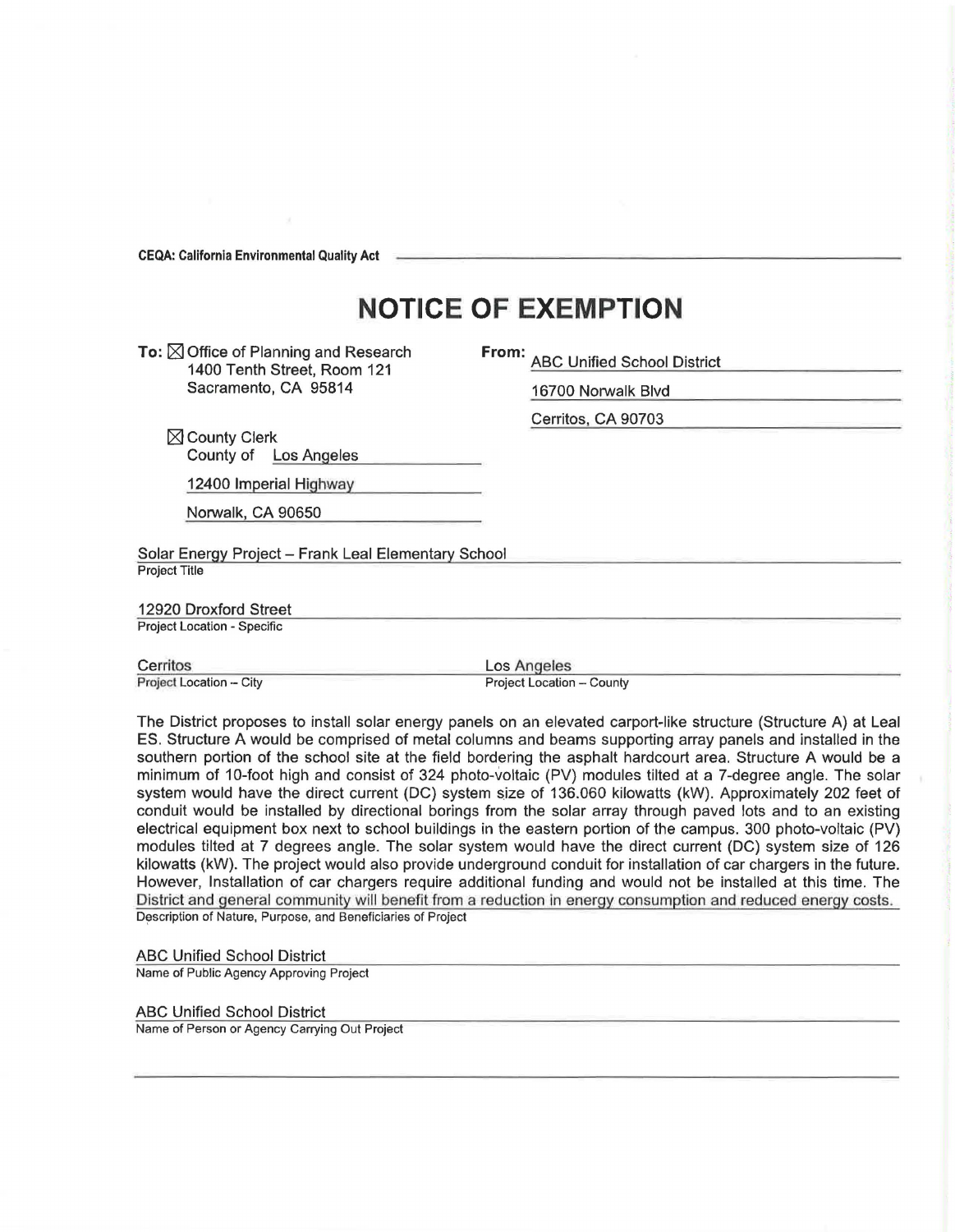CEQA: California Environmental Quality Act

# NOTICE OF EXEMPTION

**To:** ☒ Office of Planning and Research
1400 Tenth Street, Room 121
Sacramento, CA 95814

☒ County Clerk
County of Los Angeles
12400 Imperial Highway
Norwalk, CA 90650

**From:** ABC Unified School District
16700 Norwalk Blvd
Cerritos, CA 90703

Solar Energy Project – Frank Leal Elementary School
Project Title

12920 Droxford Street
Project Location - Specific

Cerritos
Project Location – City

Los Angeles
Project Location – County

The District proposes to install solar energy panels on an elevated carport-like structure (Structure A) at Leal ES. Structure A would be comprised of metal columns and beams supporting array panels and installed in the southern portion of the school site at the field bordering the asphalt hardcourt area. Structure A would be a minimum of 10-foot high and consist of 324 photo-voltaic (PV) modules tilted at a 7-degree angle. The solar system would have the direct current (DC) system size of 136.060 kilowatts (kW). Approximately 202 feet of conduit would be installed by directional borings from the solar array through paved lots and to an existing electrical equipment box next to school buildings in the eastern portion of the campus. 300 photo-voltaic (PV) modules tilted at 7 degrees angle. The solar system would have the direct current (DC) system size of 126 kilowatts (kW). The project would also provide underground conduit for installation of car chargers in the future. However, Installation of car chargers require additional funding and would not be installed at this time. The District and general community will benefit from a reduction in energy consumption and reduced energy costs.
Description of Nature, Purpose, and Beneficiaries of Project

ABC Unified School District
Name of Public Agency Approving Project

ABC Unified School District
Name of Person or Agency Carrying Out Project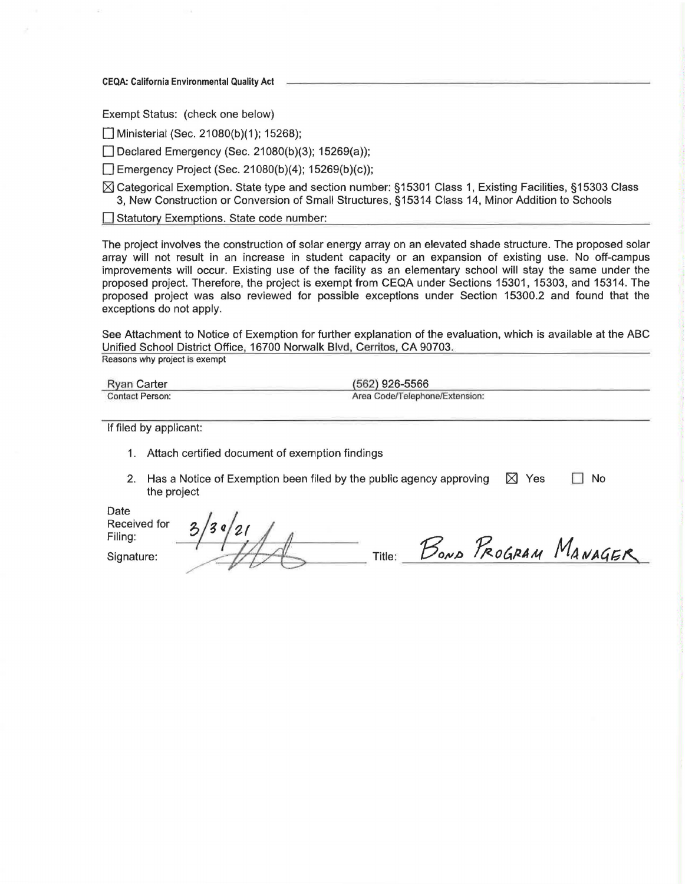**CEQA: California Environmental Quality Act**

Exempt Status: (check one below)

☐ Ministerial (Sec. 21080(b)(1); 15268);

☐ Declared Emergency (Sec. 21080(b)(3); 15269(a));

☐ Emergency Project (Sec. 21080(b)(4); 15269(b)(c));

☒ Categorical Exemption. State type and section number: §15301 Class 1, Existing Facilities, §15303 Class 3, New Construction or Conversion of Small Structures, §15314 Class 14, Minor Addition to Schools

☐ Statutory Exemptions. State code number:

The project involves the construction of solar energy array on an elevated shade structure. The proposed solar array will not result in an increase in student capacity or an expansion of existing use. No off-campus improvements will occur. Existing use of the facility as an elementary school will stay the same under the proposed project. Therefore, the project is exempt from CEQA under Sections 15301, 15303, and 15314. The proposed project was also reviewed for possible exceptions under Section 15300.2 and found that the exceptions do not apply.

See Attachment to Notice of Exemption for further explanation of the evaluation, which is available at the ABC Unified School District Office, 16700 Norwalk Blvd, Cerritos, CA 90703.

Reasons why project is exempt

| Ryan Carter | (562) 926-5566 |
|---|---|
| Contact Person: | Area Code/Telephone/Extension: |

If filed by applicant:

1. Attach certified document of exemption findings
2. Has a Notice of Exemption been filed by the public agency approving the project ☒ Yes ☐ No

Date Received for Filing: 3/30/21

Signature: [signature] Title: BOND PROGRAM MANAGER